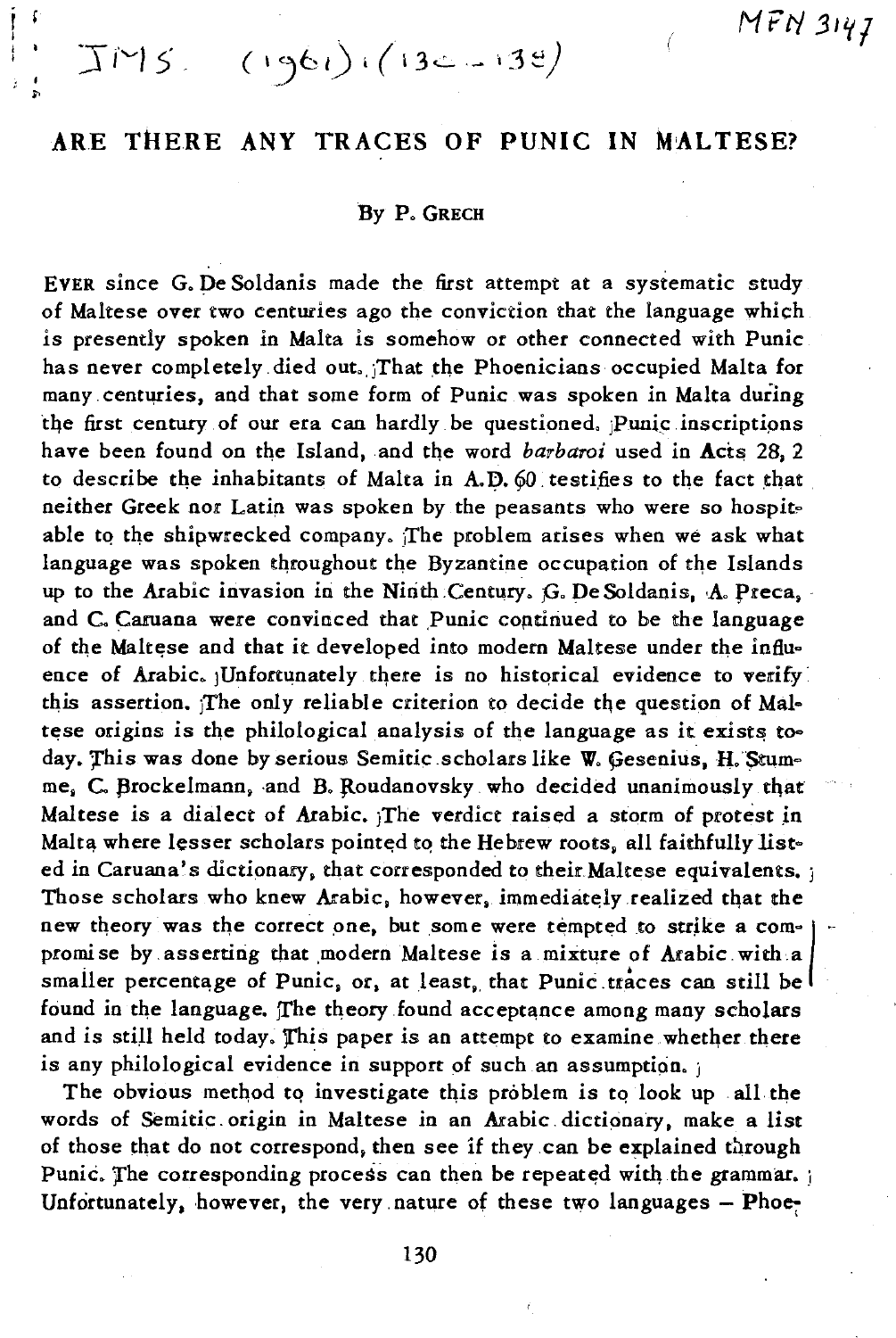# ARE THERE ANY TRACES OF PUNIC IN MALTESE?

By P. GRECH

EVER since G. De Soldanis made the first attempt at a systematic study of Maltese over two centuries ago the conviction that the language which is presently spoken in Malta is somehow or other connected with Punic has never completely died out. That the Phoenicians occupied Malta for many centuries, and that some form of Punic was spoken in Malta during the first century of our era can hardly be questioned. Punic inscriptions have been found on the Island, and the word *barbaroi* used in Acts 28, 2 to describe the inhabitants of Malta in A.D. 60 testifies to the fact that neither Greek nor Latin was spoken by the peasants who were so hospitable to the shipwrecked company. The problem arises when we ask what language was spoken throughout the Byzantine occupation of the Islands up to the Arabic invasion in the Ninth Century. G. De Soldanis, A. Preca, and C. Caruana were convinced that Punic continued to be the language of the Maltese and that it developed into modern Maltese under the influence of Arabic. Unfortunately there is no historical evidence to verify this assertion. The only reliable criterion to decide the question of Maltese origins is the philological analysis of the language as it exists today. This was done by serious Semitic scholars like W. Gesenius, H. Stumme, C. Brockelmann, and B. Roudanovsky who decided unanimously that Maltese is a dialect of Arabic. The verdict raised a storm of protest in Malta where lesser scholars pointed to the Hebrew roots, all faithfully listed in Caruana's dictionary, that corresponded to their Maltese equivalents. Those scholars who knew Arabic, however, immediately realized that the new theory was the correct one, but some were tempted to strike a compromise by asserting that modern Maltese is a mixture of Arabic with a smaller percentage of Punic, or, at least, that Punic traces can still be found in the language. The theory found acceptance among many scholars and is still held today. This paper is an attempt to examine whether there is any philological evidence in support of such an assumption.

The obvious method to investigate this problem is to look up all the words of Semitic origin in Maltese in an Arabic dictionary, make a list of those that do not correspond, then see if they can be explained through Punic. The corresponding process can then be repeated with the grammar. Unfortunately, however, the very nature of these two languages – Phoe-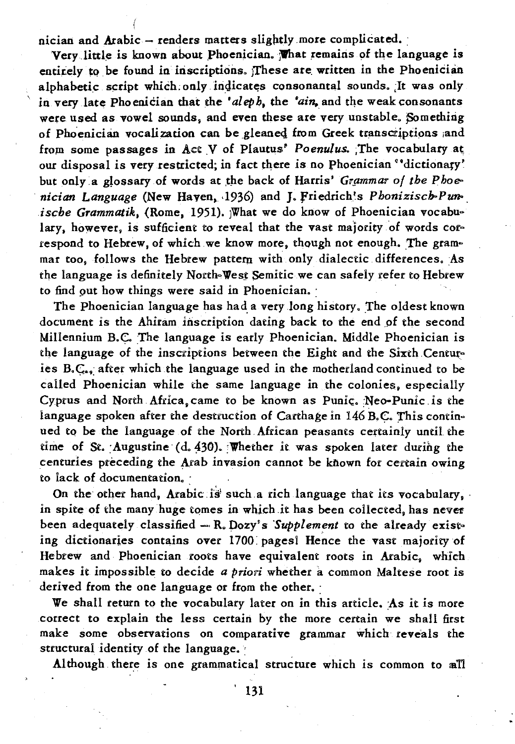nician and Arabic – renders matters slightly more complicated.

Very little is known about Phoenician. What remains of the language is entirely to be found in inscriptions. These are written in the Phoenician alphabetic script which only indicates consonantal sounds. It was only in very late Phoenician that the *'aleph*, the *'ain*, and the weak consonants were used as vowel sounds, and even these are very unstable. Something of Phoenician vocalization can be gleaned from Greek transcriptions and from some passages in Act V of Plautus' *Poenulus*. The vocabulary at our disposal is very restricted; in fact there is no Phoenician "dictionary" but only a glossary of words at the back of Harris' *Grammar of the Phoenician Language* (New Haven, 1936) and J. Friedrich's *Phönizisch-Punische Grammatik*, (Rome, 1951). What we do know of Phoenician vocabulary, however, is sufficient to reveal that the vast majority of words correspond to Hebrew, of which we know more, though not enough. The grammar too, follows the Hebrew pattern with only dialectic differences. As the language is definitely North-West Semitic we can safely refer to Hebrew to find out how things were said in Phoenician.

The Phoenician language has had a very long history. The oldest known document is the Ahiram inscription dating back to the end of the second Millennium B.C. The language is early Phoenician. Middle Phoenician is the language of the inscriptions between the Eight and the Sixth Centuries B.C., after which the language used in the motherland continued to be called Phoenician while the same language in the colonies, especially Cyprus and North Africa, came to be known as Punic. Neo-Punic is the language spoken after the destruction of Carthage in 146 B.C. This continued to be the language of the North African peasants certainly until the time of St. Augustine (d. 430). Whether it was spoken later during the centuries preceding the Arab invasion cannot be known for certain owing to lack of documentation.

On the other hand, Arabic is such a rich language that its vocabulary, in spite of the many huge tomes in which it has been collected, has never been adequately classified – R. Dozy's *Supplement* to the already existing dictionaries contains over 1700 pages! Hence the vast majority of Hebrew and Phoenician roots have equivalent roots in Arabic, which makes it impossible to decide *a priori* whether a common Maltese root is derived from the one language or from the other.

We shall return to the vocabulary later on in this article. As it is more correct to explain the less certain by the more certain we shall first make some observations on comparative grammar which reveals the structural identity of the language.

Although there is one grammatical structure which is common to all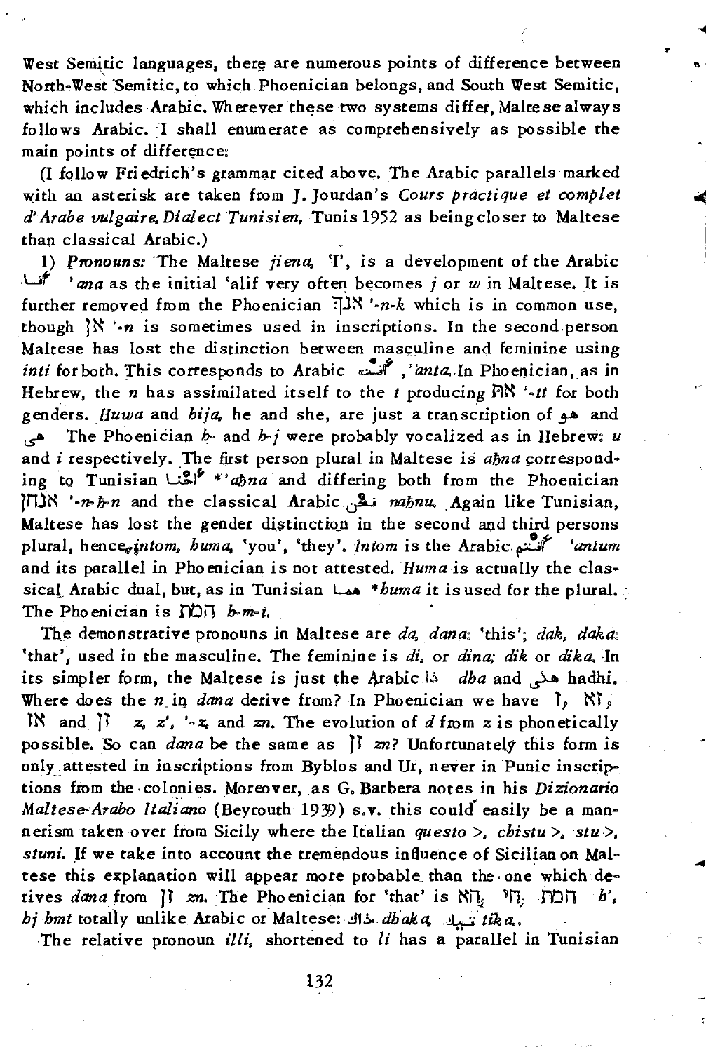West Semitic languages, there are numerous points of difference between North-West Semitic, to which Phoenician belongs, and South West Semitic, which includes Arabic. Wherever these two systems differ, Maltese always follows Arabic. I shall enumerate as comprehensively as possible the main points of difference:

(I follow Friedrich's grammar cited above. The Arabic parallels marked with an asterisk are taken from J. Jourdan's *Cours practique et complet d'Arabe vulgaire, Dialect Tunisien,* Tunis 1952 as being closer to Maltese than classical Arabic.)

1) *Pronouns:* The Maltese *jiena,* 'I', is a development of the Arabic أنا *'ana* as the initial 'alif very often becomes *j* or *w* in Maltese. It is further removed from the Phoenician אנך *'-n-k* which is in common use, though אן *'-n* is sometimes used in inscriptions. In the second person Maltese has lost the distinction between masculine and feminine using *inti* for both. This corresponds to Arabic أنت, *'anta.* In Phoenician, as in Hebrew, the *n* has assimilated itself to the *t* producing את *'-tt* for both genders. *Huwa* and *hija,* he and she, are just a transcription of هو and هي. The Phoenician *h-* and *h-j* were probably vocalized as in Hebrew: *u* and *i* respectively. The first person plural in Maltese is *aħna* corresponding to Tunisian أحنا *'*aħna* and differing both from the Phoenician אנחן *'-n-ħ-n* and the classical Arabic نحن *naħnu.* Again like Tunisian, Maltese has lost the gender distinction in the second and third persons plural, hence *intom, huma,* 'you', 'they'. *Intom* is the Arabic أنتم *'antum* and its parallel in Phoenician is not attested. *Huma* is actually the classical Arabic dual, but, as in Tunisian هما **huma* it is used for the plural. The Phoenician is המת *h-m-t.*

The demonstrative pronouns in Maltese are *da, dana:* 'this'; *dak, daka:* 'that', used in the masculine. The feminine is *di,* or *dina; dik* or *dika.* In its simpler form, the Maltese is just the Arabic ذا *dha* and هذي hadhi. Where does the *n* in *dana* derive from? In Phoenician we have ז, זא, אז and זן *z, z', '-z,* and *zn.* The evolution of *d* from *z* is phonetically possible. So can *dana* be the same as זן *zn*? Unfortunately this form is only attested in inscriptions from Byblos and Ur, never in Punic inscriptions from the colonies. Moreover, as G. Barbera notes in his *Dizionario Maltese-Arabo Italiano* (Beyrouth 1939) s.v. this could easily be a mannerism taken over from Sicily where the Italian *questo >, chistu >, stu >, stuni.* If we take into account the tremendous influence of Sicilian on Maltese this explanation will appear more probable than the one which derives *dana* from זן *zn.* The Phoenician for 'that' is הא, הי, המת *h', hj hmt* totally unlike Arabic or Maltese: ذاك *dhaka,* تيكا *tika.*

The relative pronoun *illi,* shortened to *li* has a parallel in Tunisian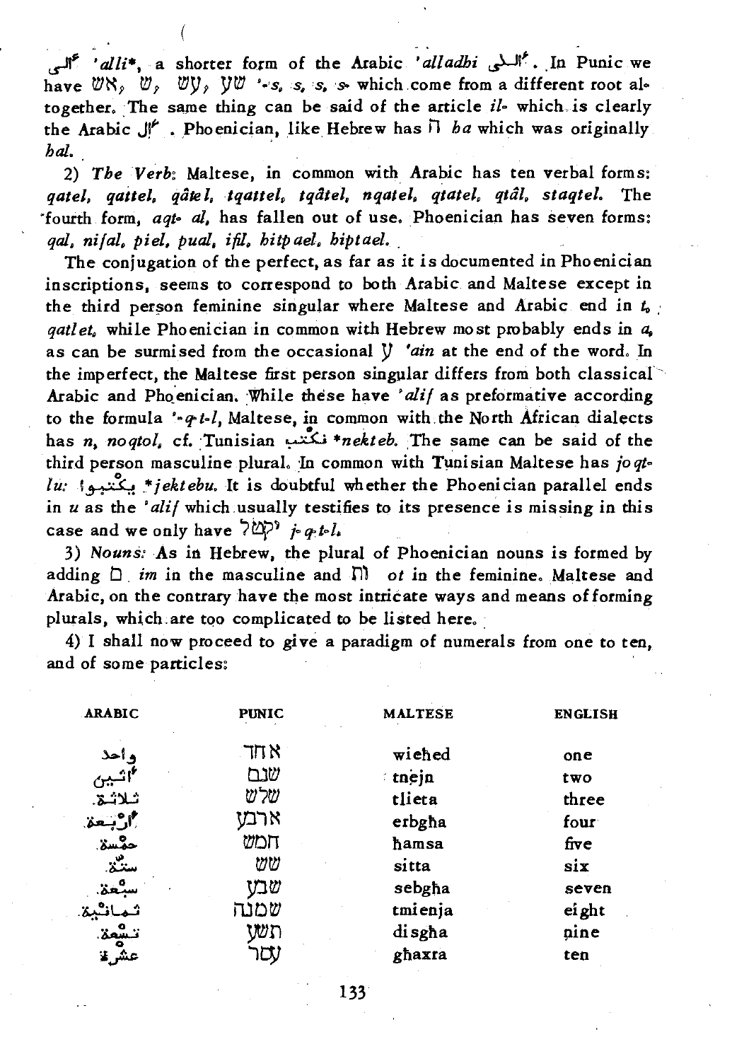الّي *'alli*\*, a shorter form of the Arabic *'alladhi* الّذي. In Punic we have אש, ש, שע, עש '-s, s, s, s- which come from a different root altogether. The same thing can be said of the article *il-* which is clearly the Arabic ال . Phoenician, like Hebrew has ה *ha* which was originally *hal.*

2) *The Verb*: Maltese, in common with Arabic has ten verbal forms: *qatel, qattel, qâtel, tqattel, tqâtel, nqatel, qtatel, qtâl, staqtel.* The fourth form, *aqt- al,* has fallen out of use. Phoenician has seven forms: *qal, nifal, piel, pual, ifil, hitpael, hiptael.*

The conjugation of the perfect, as far as it is documented in Phoenician inscriptions, seems to correspond to both Arabic and Maltese except in the third person feminine singular where Maltese and Arabic end in *t*, *qatlet*, while Phoenician in common with Hebrew most probably ends in *a*, as can be surmised from the occasional ע *'ain* at the end of the word. In the imperfect, the Maltese first person singular differs from both classical Arabic and Phoenician. While these have *'alif* as preformative according to the formula '-q-t-l, Maltese, in common with the North African dialects has *n*, *noqtol*, cf. Tunisian نكتب \**nekteb*. The same can be said of the third person masculine plural. In common with Tunisian Maltese has *joqtlu*: يكتبوا \**jektebu*. It is doubtful whether the Phoenician parallel ends in *u* as the *'alif* which usually testifies to its presence is missing in this case and we only have יקטל *j-q-t-l*.

3) *Nouns*: As in Hebrew, the plural of Phoenician nouns is formed by adding ם *im* in the masculine and ת *ot* in the feminine. Maltese and Arabic, on the contrary have the most intricate ways and means of forming plurals, which are too complicated to be listed here.

4) I shall now proceed to give a paradigm of numerals from one to ten, and of some particles:

| ARABIC | PUNIC | MALTESE | ENGLISH |
|---|---|---|---|
| واحد | אחד | wieħed | one |
| اثنين | שנם | tnejn | two |
| ثلاثة | שלש | tlieta | three |
| أربعة | ארבע | erbgħa | four |
| خمسة | חמש | ħamsa | five |
| ستّة | שש | sitta | six |
| سبعة | שבע | sebgħa | seven |
| ثمانية | שמנה | tmienja | eight |
| تسعة | תשע | disgħa | nine |
| عشرة | עסר | għaxra | ten |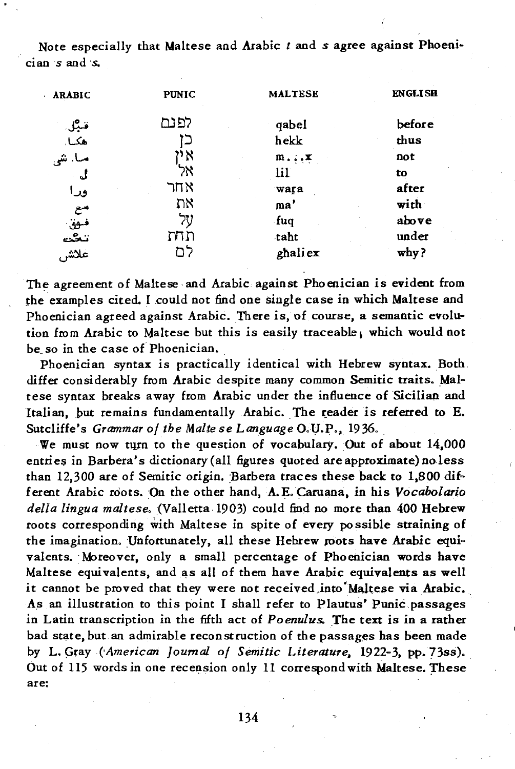Note especially that Maltese and Arabic *t* and *s* agree against Phoenician *s* and *s*.

| ARABIC | PUNIC | MALTESE | ENGLISH |
| --- | --- | --- | --- |
| قبل | לפנם | qabel | before |
| هكا | כן | hekk | thus |
| ما. شي | אין | m. . . x | not |
| ل | אל | lil | to |
| ورا | אחר | wara | after |
| مع | את | ma' | with |
| فوق | על | fuq | above |
| تحت | תחת | taht | under |
| علاش | לם | għaliex | why? |

The agreement of Maltese and Arabic against Phoenician is evident from the examples cited. I could not find one single case in which Maltese and Phoenician agreed against Arabic. There is, of course, a semantic evolution from Arabic to Maltese but this is easily traceable; which would not be so in the case of Phoenician.

Phoenician syntax is practically identical with Hebrew syntax. Both differ considerably from Arabic despite many common Semitic traits. Maltese syntax breaks away from Arabic under the influence of Sicilian and Italian, but remains fundamentally Arabic. The reader is referred to E. Sutcliffe's *Grammar of the Maltese Language* O.U.P., 1936.

We must now turn to the question of vocabulary. Out of about 14,000 entries in Barbera's dictionary (all figures quoted are approximate) no less than 12,300 are of Semitic origin. Barbera traces these back to 1,800 different Arabic roots. On the other hand, A. E. Caruana, in his *Vocabolario della lingua maltese*. (Valletta 1903) could find no more than 400 Hebrew roots corresponding with Maltese in spite of every possible straining of the imagination. Unfortunately, all these Hebrew roots have Arabic equivalents. Moreover, only a small percentage of Phoenician words have Maltese equivalents, and as all of them have Arabic equivalents as well it cannot be proved that they were not received into Maltese via Arabic. As an illustration to this point I shall refer to Plautus' Punic passages in Latin transcription in the fifth act of *Poenulus*. The text is in a rather bad state, but an admirable reconstruction of the passages has been made by L. Gray (*American Journal of Semitic Literature*, 1922-3, pp. 73ss). Out of 115 words in one recension only 11 correspond with Maltese. These are: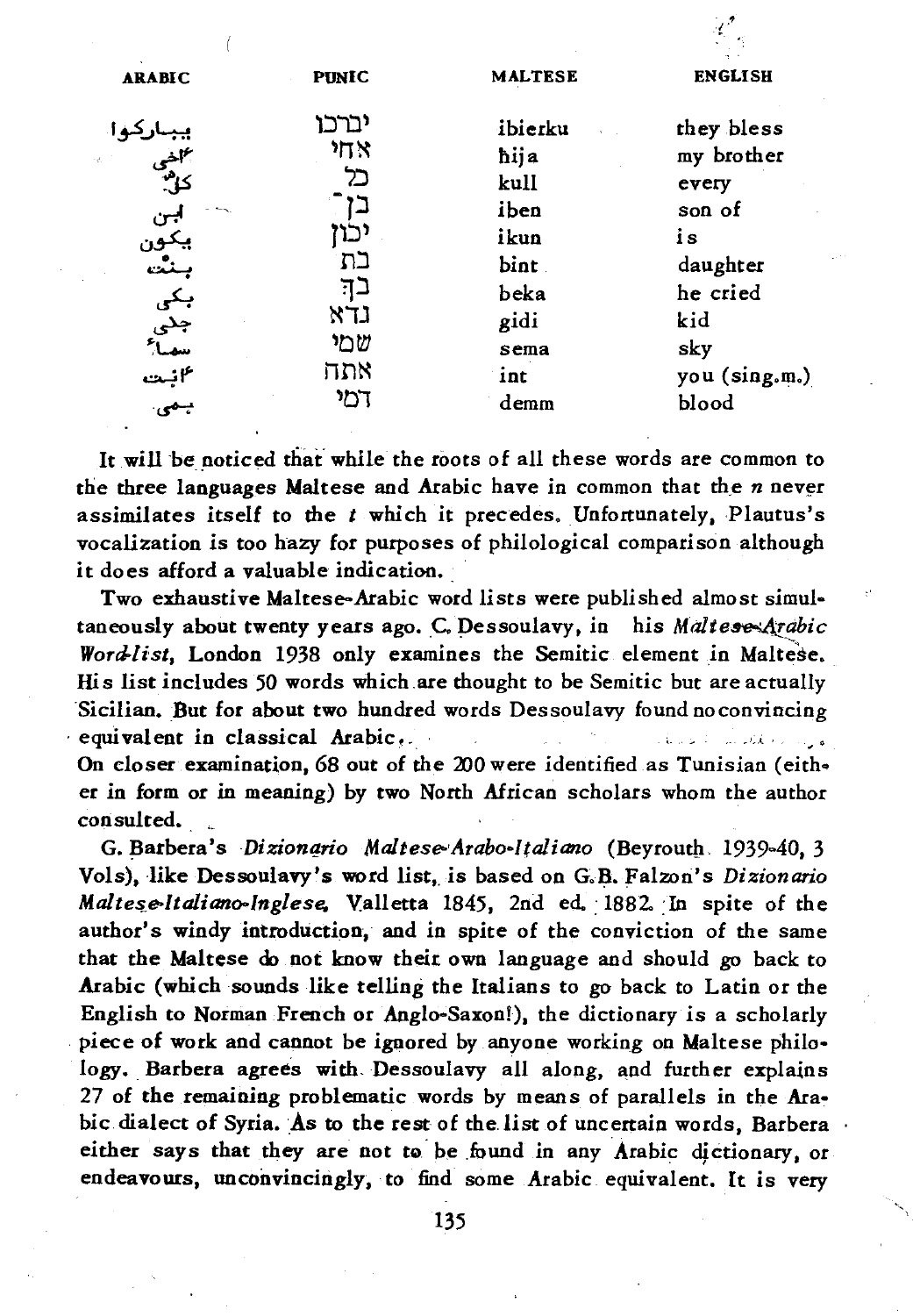| ARABIC | PUNIC | MALTESE | ENGLISH |
|---|---|---|---|
| يباركوا | יברכו | ibierku | they bless |
| أخي | אחי | hija | my brother |
| كلّ | כל | kull | every |
| ابن | בן | iben | son of |
| يكون | יכון | ikun | is |
| بنت | בת | bint | daughter |
| بكى | בך | beka | he cried |
| جدي | גדא | gidi | kid |
| سماء | שמי | sema | sky |
| أنت | אתח | int | you (sing.m.) |
| دمي | דמי | demm | blood |

It will be noticed that while the roots of all these words are common to the three languages Maltese and Arabic have in common that the *n* never assimilates itself to the *t* which it precedes. Unfortunately, Plautus's vocalization is too hazy for purposes of philological comparison although it does afford a valuable indication.

Two exhaustive Maltese-Arabic word lists were published almost simultaneously about twenty years ago. C. Dessoulavy, in his *Maltese-Arabic Word-list*, London 1938 only examines the Semitic element in Maltese. His list includes 50 words which are thought to be Semitic but are actually Sicilian. But for about two hundred words Dessoulavy found no convincing equivalent in classical Arabic.

On closer examination, 68 out of the 200 were identified as Tunisian (either in form or in meaning) by two North African scholars whom the author consulted.

G. Barbera's *Dizionario Maltese-Arabo-Italiano* (Beyrouth 1939-40, 3 Vols), like Dessoulavy's word list, is based on G.B. Falzon's *Dizionario Maltese-Italiano-Inglese*, Valletta 1845, 2nd ed. 1882. In spite of the author's windy introduction, and in spite of the conviction of the same that the Maltese do not know their own language and should go back to Arabic (which sounds like telling the Italians to go back to Latin or the English to Norman French or Anglo-Saxon!), the dictionary is a scholarly piece of work and cannot be ignored by anyone working on Maltese philology. Barbera agrees with Dessoulavy all along, and further explains 27 of the remaining problematic words by means of parallels in the Arabic dialect of Syria. As to the rest of the list of uncertain words, Barbera either says that they are not to be found in any Arabic dictionary, or endeavours, unconvincingly, to find some Arabic equivalent. It is very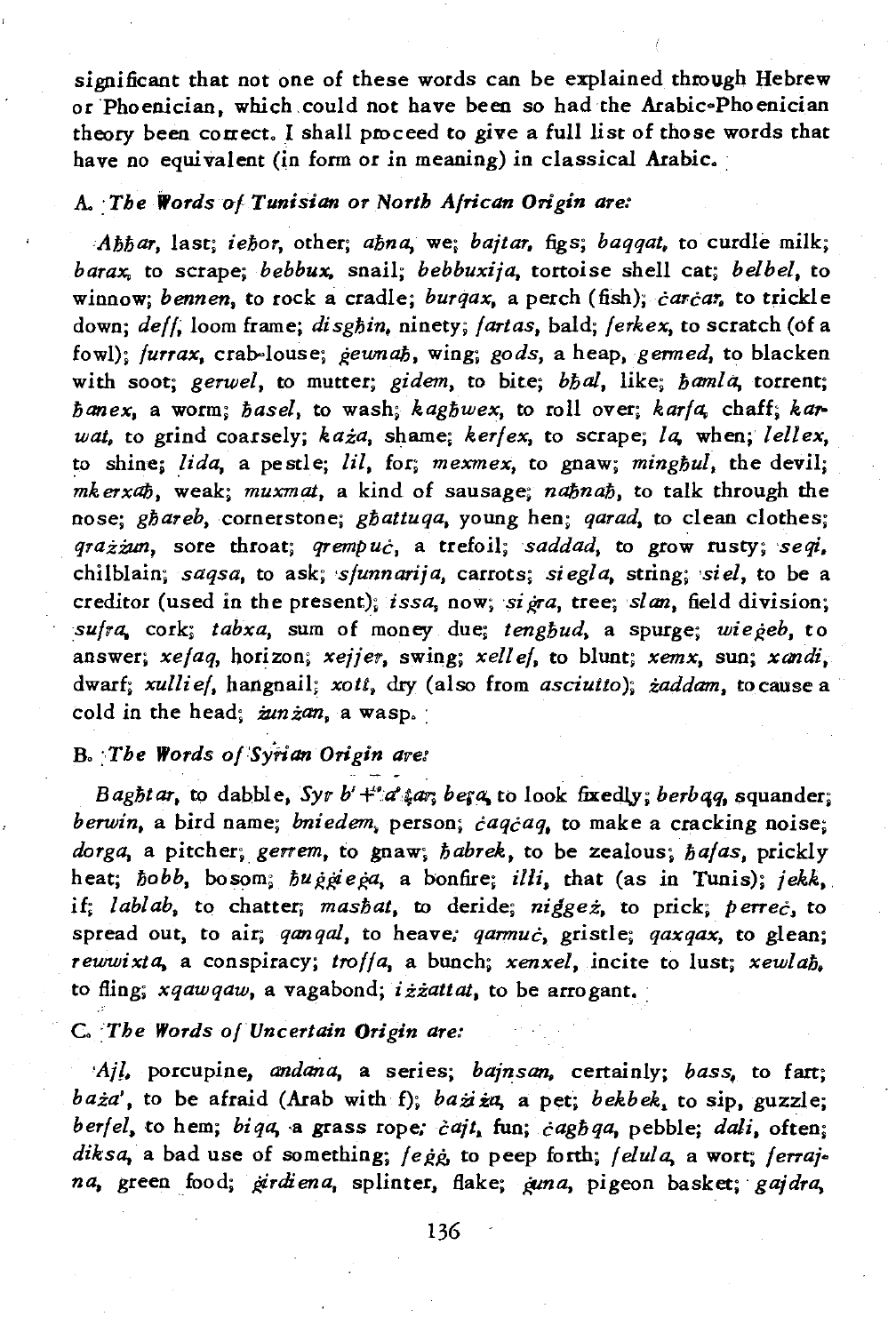significant that not one of these words can be explained through Hebrew or Phoenician, which could not have been so had the Arabic-Phoenician theory been correct. I shall proceed to give a full list of those words that have no equivalent (in form or in meaning) in classical Arabic.

### A. *The Words of Tunisian or North African Origin are:*

*Aħħar*, last; *ieħor*, other; *aħna*, we; *bajtar*, figs; *baqqat*, to curdle milk; *barax*, to scrape; *bebbux*, snail; *bebbuxija*, tortoise shell cat; *belbel*, to winnow; *bennen*, to rock a cradle; *burqax*, a perch (fish); *ċarċar*, to trickle down; *deff*, loom frame; *disgħin*, ninety; *fartas*, bald; *ferkex*, to scratch (of a fowl); *furrax*, crab-louse; *ġewnaħ*, wing; *gods*, a heap, *germed*, to blacken with soot; *gerwel*, to mutter; *gidem*, to bite; *bħal*, like; *ħamla*, torrent; *ħanex*, a worm; *ħasel*, to wash; *kagħwex*, to roll over; *karfa*, chaff; *karwat*, to grind coarsely; *każa*, shame; *kerfex*, to scrape; *la*, when; *lellex*, to shine; *lida*, a pestle; *lil*, for; *mexmex*, to gnaw; *mingħul*, the devil; *mkerxaħ*, weak; *muxmat*, a kind of sausage; *naħnaħ*, to talk through the nose; *għareb*, cornerstone; *għattuqa*, young hen; *qarad*, to clean clothes; *qrażżan*, sore throat; *qrempuċ*, a trefoil; *saddad*, to grow rusty; *seqi*, chilblain; *saqsa*, to ask; *sfunnarija*, carrots; *siegla*, string; *siel*, to be a creditor (used in the present); *issa*, now; *siġra*, tree; *slan*, field division; *sufra*, cork; *tabxa*, sum of money due; *tengħud*, a spurge; *wieġeb*, to answer; *xefaq*, horizon; *xejjer*, swing; *xellef*, to blunt; *xemx*, sun; *xandi*, dwarf; *xullief*, hangnail; *xott*, dry (also from *asciutto*); *żaddam*, to cause a cold in the head; *żunżan*, a wasp.

### B. *The Words of Syrian Origin are:*

*Bagħtar*, to dabble, *Syr b'+ṭar*; *beqa*, to look fixedly; *berbaq*, squander; *berwin*, a bird name; *bniedem*, person; *ċaqċaq*, to make a cracking noise; *dorga*, a pitcher; *gerrem*, to gnaw; *ħabrek*, to be zealous; *ħafas*, prickly heat; *ħobb*, bosom; *ħuġġieġa*, a bonfire; *illi*, that (as in Tunis); *jekk*, if; *lablab*, to chatter; *masħat*, to deride; *niggeż*, to prick; *perreċ*, to spread out, to air; *qanqal*, to heave; *qarmuċ*, gristle; *qaxqax*, to glean; *rewwixta*, a conspiracy; *troffa*, a bunch; *xenxel*, incite to lust; *xewlaħ*, to fling; *xqawqaw*, a vagabond; *iżżattat*, to be arrogant.

### C. *The Words of Uncertain Origin are:*

*Ajl*, porcupine, *andana*, a series; *bajnsan*, certainly; *bass*, to fart; *baża'*, to be afraid (Arab with f); *bażiża*, a pet; *bekbek*, to sip, guzzle; *berfel*, to hem; *biqa*, a grass rope; *ċajt*, fun; *ċagħqa*, pebble; *dali*, often; *diksa*, a bad use of something; *feġġ*, to peep forth; *felula*, a wort; *ferrajna*, green food; *ġirdiena*, splinter, flake; *ġuna*, pigeon basket; *gajdra*,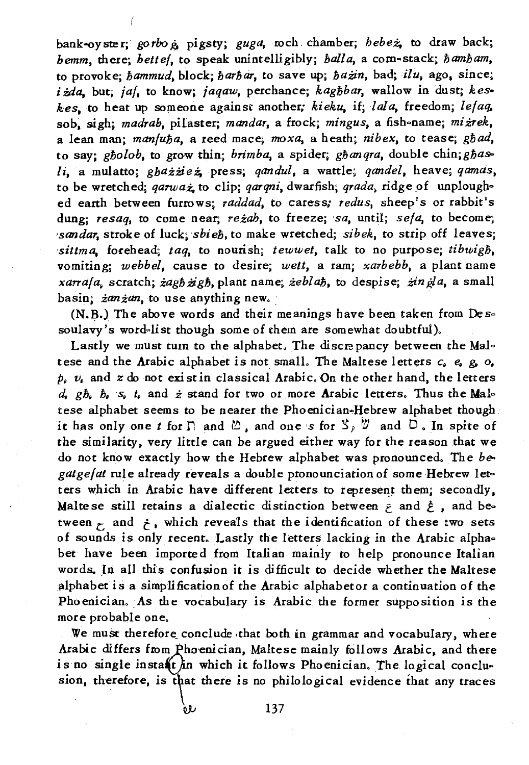bank-oyster; *gorbog*, pigsty; *guga*, roch chamber; *hebeż*, to draw back; *bemm*, there; *bettef*, to speak unintelligibly; *ħalla*, a corn-stack; *ħamħam*, to provoke; *ħammud*, block; *ħarħar*, to save up; *ħażin*, bad; *ilu*, ago, since; *iżda*, but; *jaf*, to know; *jaqaw*, perchance; *kagħbar*, wallow in dust; *keskes*, to heat up someone against another; *kieku*, if; *lala*, freedom; *lefaq*, sob, sigh; *madrab*, pilaster; *mandar*, a frock; *mingus*, a fish-name; *miżrek*, a lean man; *manfuħa*, a reed mace; *moxa*, a heath; *nibex*, to tease; *għad*, to say; *għolob*, to grow thin; *brimba*, a spider; *għanqra*, double chin; *għasli*, a mulatto; *għażżież*, press; *qandul*, a wattle; *qandel*, heave; *qamas*, to be wretched; *qarważ*, to clip; *qarqni*, dwarfish; *qrada*, ridge of unploughed earth between furrows; *raddad*, to caress; *redus*, sheep's or rabbit's dung; *resaq*, to come near; *reżaħ*, to freeze; *sa*, until; *sefa*, to become; *sandar*, stroke of luck; *sbieħ*, to make wretched; *sibek*, to strip off leaves; *sittma*, forehead; *taq*, to nourish; *tewwet*, talk to no purpose; *tibwigħ*, vomiting; *webbel*, cause to desire; *wett*, a ram; *xarbebb*, a plant name *xarrafa*, scratch; *żagħżigħ*, plant name; *żeblaħ*, to despise; *żingla*, a small basin; *żanżan*, to use anything new.

(N.B.) The above words and their meanings have been taken from Dessoulavy's word-list though some of them are somewhat doubtful).

Lastly we must turn to the alphabet. The discrepancy between the Maltese and the Arabic alphabet is not small. The Maltese letters *c*, *e*, *g*, *o*, *p*, *v*, and *z* do not exist in classical Arabic. On the other hand, the letters *d*, *għ*, *ħ*, *s*, *t*, and *ż* stand for two or more Arabic letters. Thus the Maltese alphabet seems to be nearer the Phoenician-Hebrew alphabet though it has only one *t* for ת and ט, and one *s* for צ, ש and ס. In spite of the similarity, very little can be argued either way for the reason that we do not know exactly how the Hebrew alphabet was pronounced. The *begatgefat* rule already reveals a double pronounciation of some Hebrew letters which in Arabic have different letters to represent them; secondly, Maltese still retains a dialectic distinction between ع and غ, and between ح and خ, which reveals that the identification of these two sets of sounds is only recent. Lastly the letters lacking in the Arabic alphabet have been imported from Italian mainly to help pronounce Italian words. In all this confusion it is difficult to decide whether the Maltese alphabet is a simplification of the Arabic alphabet or a continuation of the Phoenician. As the vocabulary is Arabic the former supposition is the more probable one.

We must therefore conclude that both in grammar and vocabulary, where Arabic differs from Phoenician, Maltese mainly follows Arabic, and there is no single instant in which it follows Phoenician. The logical conclusion, therefore, is that there is no philological evidence that any traces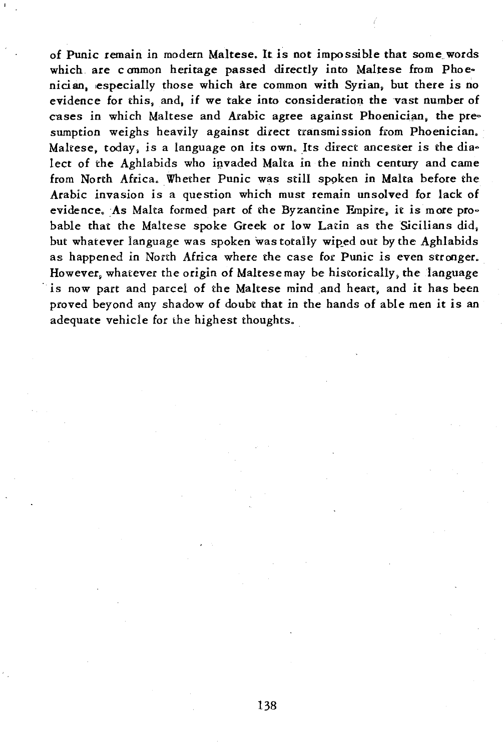of Punic remain in modern Maltese. It is not impossible that some words which are common heritage passed directly into Maltese from Phoenician, especially those which are common with Syrian, but there is no evidence for this, and, if we take into consideration the vast number of cases in which Maltese and Arabic agree against Phoenician, the presumption weighs heavily against direct transmission from Phoenician. Maltese, today, is a language on its own. Its direct ancester is the dialect of the Aghlabids who invaded Malta in the ninth century and came from North Africa. Whether Punic was still spoken in Malta before the Arabic invasion is a question which must remain unsolved for lack of evidence. As Malta formed part of the Byzantine Empire, it is more probable that the Maltese spoke Greek or low Latin as the Sicilians did, but whatever language was spoken was totally wiped out by the Aghlabids as happened in North Africa where the case for Punic is even stronger. However, whatever the origin of Maltese may be historically, the language is now part and parcel of the Maltese mind and heart, and it has been proved beyond any shadow of doubt that in the hands of able men it is an adequate vehicle for the highest thoughts.